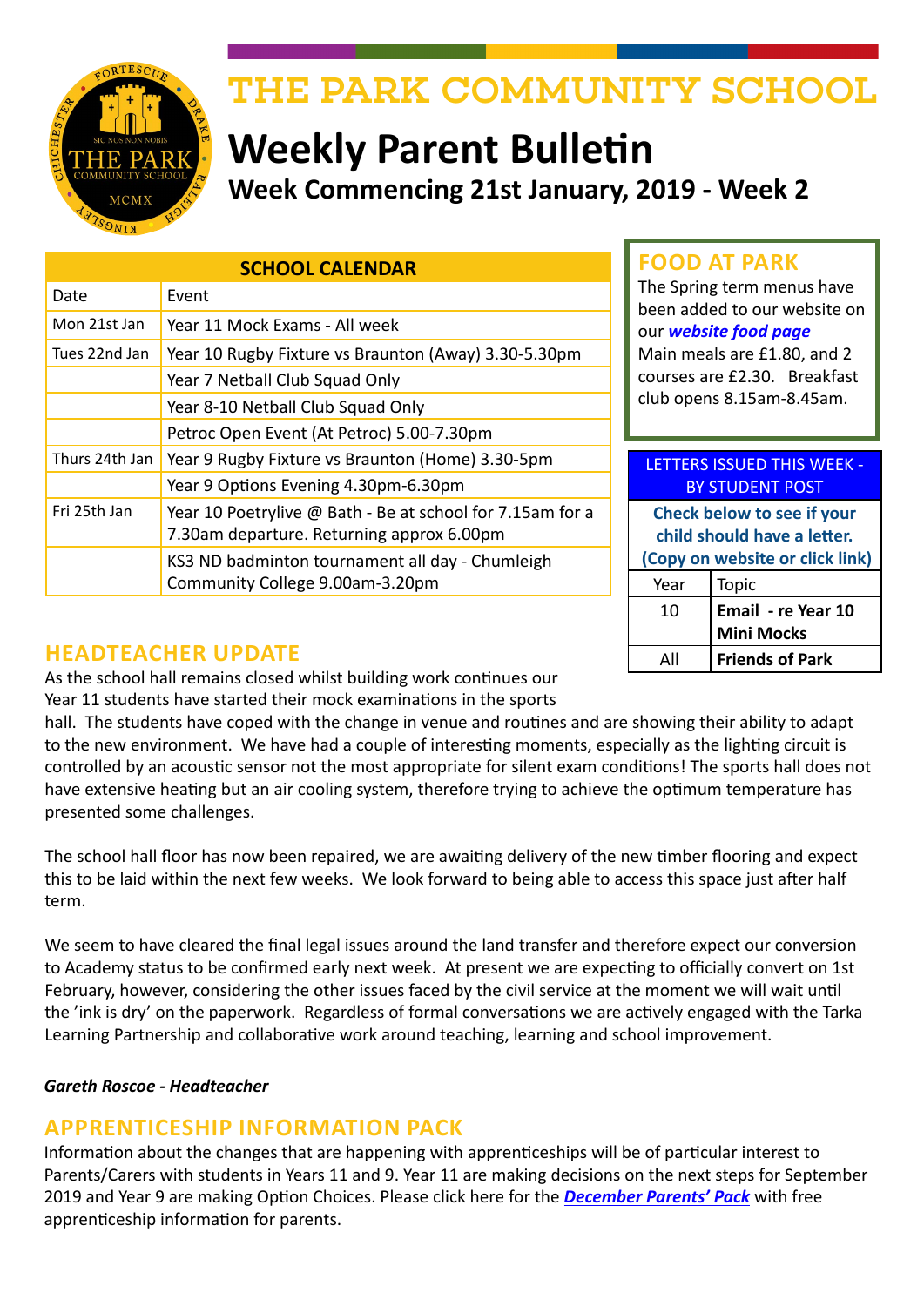# THE PARK COMMUNITY SCHOOL

# Weekly Parent Bulletin

## Week Commencing 21st January, 2019 - Week 2

| SCHOOL CALENDAR | |
|---|---|
| Date | Event |
| Mon 21st Jan | Year 11 Mock Exams - All week |
| Tues 22nd Jan | Year 10 Rugby Fixture vs Braunton (Away) 3.30-5.30pm |
| | Year 7 Netball Club Squad Only |
| | Year 8-10 Netball Club Squad Only |
| | Petroc Open Event (At Petroc) 5.00-7.30pm |
| Thurs 24th Jan | Year 9 Rugby Fixture vs Braunton (Home) 3.30-5pm |
| | Year 9 Options Evening 4.30pm-6.30pm |
| Fri 25th Jan | Year 10 Poetrylive @ Bath - Be at school for 7.15am for a 7.30am departure. Returning approx 6.00pm |
| | KS3 ND badminton tournament all day - Chumleigh Community College 9.00am-3.20pm |

## FOOD AT PARK

The Spring term menus have been added to our website on our ***website food page***

Main meals are £1.80, and 2 courses are £2.30. Breakfast club opens 8.15am-8.45am.

| LETTERS ISSUED THIS WEEK - BY STUDENT POST | |
|---|---|
| **Check below to see if your child should have a letter. (Copy on website or click link)** | |
| Year | Topic |
| 10 | **Email - re Year 10 Mini Mocks** |
| All | **Friends of Park** |

## HEADTEACHER UPDATE

As the school hall remains closed whilst building work continues our Year 11 students have started their mock examinations in the sports hall. The students have coped with the change in venue and routines and are showing their ability to adapt to the new environment. We have had a couple of interesting moments, especially as the lighting circuit is controlled by an acoustic sensor not the most appropriate for silent exam conditions! The sports hall does not have extensive heating but an air cooling system, therefore trying to achieve the optimum temperature has presented some challenges.

The school hall floor has now been repaired, we are awaiting delivery of the new timber flooring and expect this to be laid within the next few weeks. We look forward to being able to access this space just after half term.

We seem to have cleared the final legal issues around the land transfer and therefore expect our conversion to Academy status to be confirmed early next week. At present we are expecting to officially convert on 1st February, however, considering the other issues faced by the civil service at the moment we will wait until the 'ink is dry' on the paperwork. Regardless of formal conversations we are actively engaged with the Tarka Learning Partnership and collaborative work around teaching, learning and school improvement.

***Gareth Roscoe - Headteacher***

## APPRENTICESHIP INFORMATION PACK

Information about the changes that are happening with apprenticeships will be of particular interest to Parents/Carers with students in Years 11 and 9. Year 11 are making decisions on the next steps for September 2019 and Year 9 are making Option Choices. Please click here for the ***December Parents' Pack*** with free apprenticeship information for parents.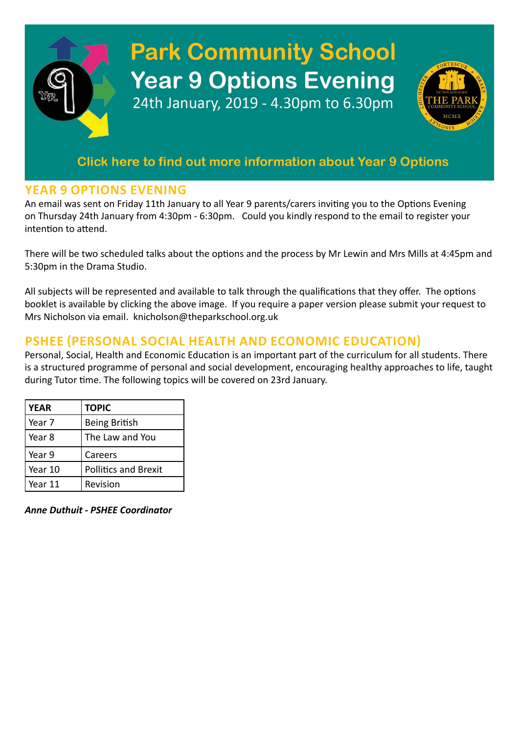# Park Community School

## Year 9 Options Evening

24th January, 2019 - 4.30pm to 6.30pm

**Click here to find out more information about Year 9 Options**

## YEAR 9 OPTIONS EVENING

An email was sent on Friday 11th January to all Year 9 parents/carers inviting you to the Options Evening on Thursday 24th January from 4:30pm - 6:30pm. Could you kindly respond to the email to register your intention to attend.

There will be two scheduled talks about the options and the process by Mr Lewin and Mrs Mills at 4:45pm and 5:30pm in the Drama Studio.

All subjects will be represented and available to talk through the qualifications that they offer. The options booklet is available by clicking the above image. If you require a paper version please submit your request to Mrs Nicholson via email. knicholson@theparkschool.org.uk

## PSHEE (PERSONAL SOCIAL HEALTH AND ECONOMIC EDUCATION)

Personal, Social, Health and Economic Education is an important part of the curriculum for all students. There is a structured programme of personal and social development, encouraging healthy approaches to life, taught during Tutor time. The following topics will be covered on 23rd January.

| YEAR | TOPIC |
|---|---|
| Year 7 | Being British |
| Year 8 | The Law and You |
| Year 9 | Careers |
| Year 10 | Pollitics and Brexit |
| Year 11 | Revision |

***Anne Duthuit - PSHEE Coordinator***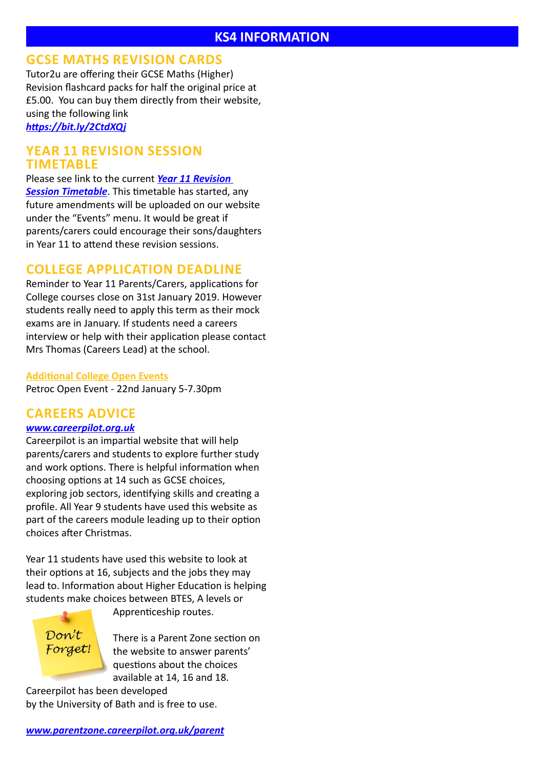# KS4 INFORMATION

## GCSE MATHS REVISION CARDS

Tutor2u are offering their GCSE Maths (Higher) Revision flashcard packs for half the original price at £5.00. You can buy them directly from their website, using the following link ***https://bit.ly/2CtdXQj***

## YEAR 11 REVISION SESSION TIMETABLE

Please see link to the current ***Year 11 Revision Session Timetable***. This timetable has started, any future amendments will be uploaded on our website under the "Events" menu. It would be great if parents/carers could encourage their sons/daughters in Year 11 to attend these revision sessions.

## COLLEGE APPLICATION DEADLINE

Reminder to Year 11 Parents/Carers, applications for College courses close on 31st January 2019. However students really need to apply this term as their mock exams are in January. If students need a careers interview or help with their application please contact Mrs Thomas (Careers Lead) at the school.

### Additional College Open Events

Petroc Open Event - 22nd January 5-7.30pm

## CAREERS ADVICE

***www.careerpilot.org.uk***

Careerpilot is an impartial website that will help parents/carers and students to explore further study and work options. There is helpful information when choosing options at 14 such as GCSE choices, exploring job sectors, identifying skills and creating a profile. All Year 9 students have used this website as part of the careers module leading up to their option choices after Christmas.

Year 11 students have used this website to look at their options at 16, subjects and the jobs they may lead to. Information about Higher Education is helping students make choices between BTES, A levels or Apprenticeship routes.

Don't Forget!

There is a Parent Zone section on the website to answer parents' questions about the choices available at 14, 16 and 18.

Careerpilot has been developed by the University of Bath and is free to use.

***www.parentzone.careerpilot.org.uk/parent***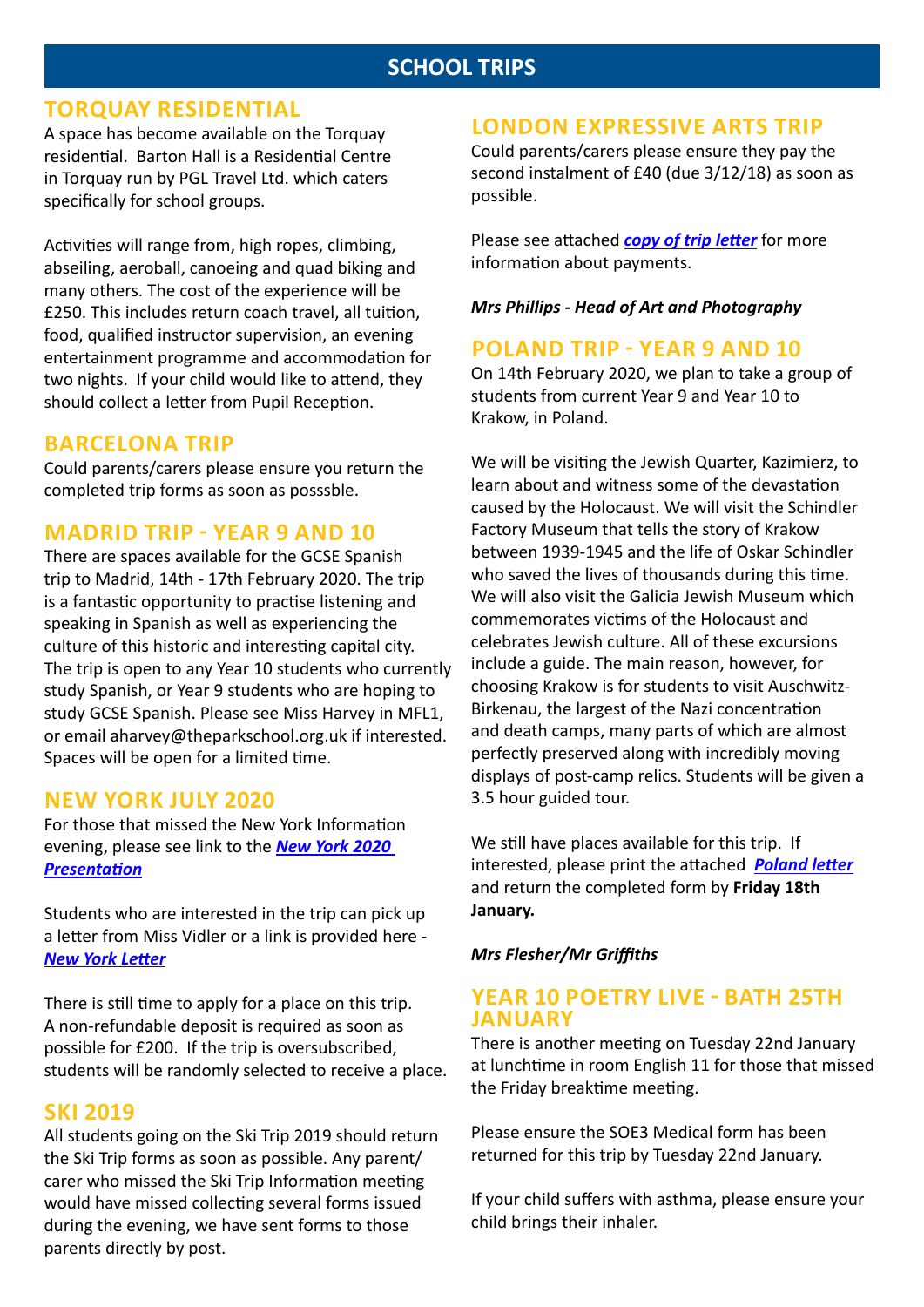# SCHOOL TRIPS

## TORQUAY RESIDENTIAL

A space has become available on the Torquay residential. Barton Hall is a Residential Centre in Torquay run by PGL Travel Ltd. which caters specifically for school groups.

Activities will range from, high ropes, climbing, abseiling, aeroball, canoeing and quad biking and many others. The cost of the experience will be £250. This includes return coach travel, all tuition, food, qualified instructor supervision, an evening entertainment programme and accommodation for two nights. If your child would like to attend, they should collect a letter from Pupil Reception.

## BARCELONA TRIP

Could parents/carers please ensure you return the completed trip forms as soon as posssble.

## MADRID TRIP - YEAR 9 AND 10

There are spaces available for the GCSE Spanish trip to Madrid, 14th - 17th February 2020. The trip is a fantastic opportunity to practise listening and speaking in Spanish as well as experiencing the culture of this historic and interesting capital city. The trip is open to any Year 10 students who currently study Spanish, or Year 9 students who are hoping to study GCSE Spanish. Please see Miss Harvey in MFL1, or email aharvey@theparkschool.org.uk if interested. Spaces will be open for a limited time.

## NEW YORK JULY 2020

For those that missed the New York Information evening, please see link to the ***New York 2020 Presentation***

Students who are interested in the trip can pick up a letter from Miss Vidler or a link is provided here - ***New York Letter***

There is still time to apply for a place on this trip. A non-refundable deposit is required as soon as possible for £200. If the trip is oversubscribed, students will be randomly selected to receive a place.

## SKI 2019

All students going on the Ski Trip 2019 should return the Ski Trip forms as soon as possible. Any parent/carer who missed the Ski Trip Information meeting would have missed collecting several forms issued during the evening, we have sent forms to those parents directly by post.

## LONDON EXPRESSIVE ARTS TRIP

Could parents/carers please ensure they pay the second instalment of £40 (due 3/12/18) as soon as possible.

Please see attached ***copy of trip letter*** for more information about payments.

***Mrs Phillips - Head of Art and Photography***

## POLAND TRIP - YEAR 9 AND 10

On 14th February 2020, we plan to take a group of students from current Year 9 and Year 10 to Krakow, in Poland.

We will be visiting the Jewish Quarter, Kazimierz, to learn about and witness some of the devastation caused by the Holocaust. We will visit the Schindler Factory Museum that tells the story of Krakow between 1939-1945 and the life of Oskar Schindler who saved the lives of thousands during this time. We will also visit the Galicia Jewish Museum which commemorates victims of the Holocaust and celebrates Jewish culture. All of these excursions include a guide. The main reason, however, for choosing Krakow is for students to visit Auschwitz-Birkenau, the largest of the Nazi concentration and death camps, many parts of which are almost perfectly preserved along with incredibly moving displays of post-camp relics. Students will be given a 3.5 hour guided tour.

We still have places available for this trip. If interested, please print the attached ***Poland letter*** and return the completed form by **Friday 18th January.**

***Mrs Flesher/Mr Griffiths***

## YEAR 10 POETRY LIVE - BATH 25TH JANUARY

There is another meeting on Tuesday 22nd January at lunchtime in room English 11 for those that missed the Friday breaktime meeting.

Please ensure the SOE3 Medical form has been returned for this trip by Tuesday 22nd January.

If your child suffers with asthma, please ensure your child brings their inhaler.